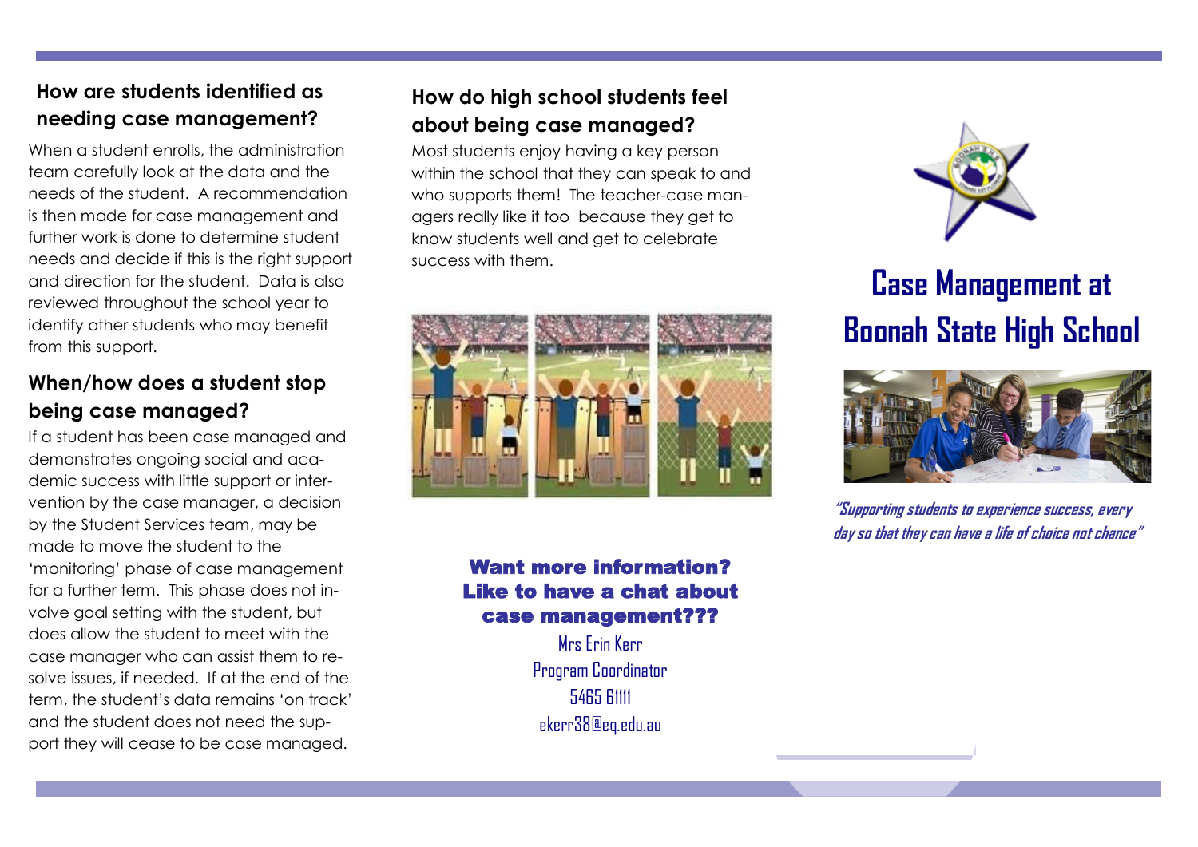## How are students identified as needing case management?

When a student enrolls, the administration team carefully look at the data and the needs of the student. A recommendation is then made for case management and further work is done to determine student needs and decide if this is the right support and direction for the student. Data is also reviewed throughout the school year to identify other students who may benefit from this support.

## When/how does a student stop being case managed?

If a student has been case managed and demonstrates ongoing social and academic success with little support or intervention by the case manager, a decision by the Student Services team, may be made to move the student to the 'monitoring' phase of case management for a further term. This phase does not involve goal setting with the student, but does allow the student to meet with the case manager who can assist them to resolve issues, if needed. If at the end of the term, the student's data remains 'on track' and the student does not need the support they will cease to be case managed.

## How do high school students feel about being case managed?

Most students enjoy having a key person within the school that they can speak to and who supports them! The teacher-case managers really like it too because they get to know students well and get to celebrate success with them.

**Want more information? Like to have a chat about case management???**

Mrs Erin Kerr
Program Coordinator
5465 61111
ekerr38@eq.edu.au

# Case Management at Boonah State High School

*"Supporting students to experience success, every day so that they can have a life of choice not chance"*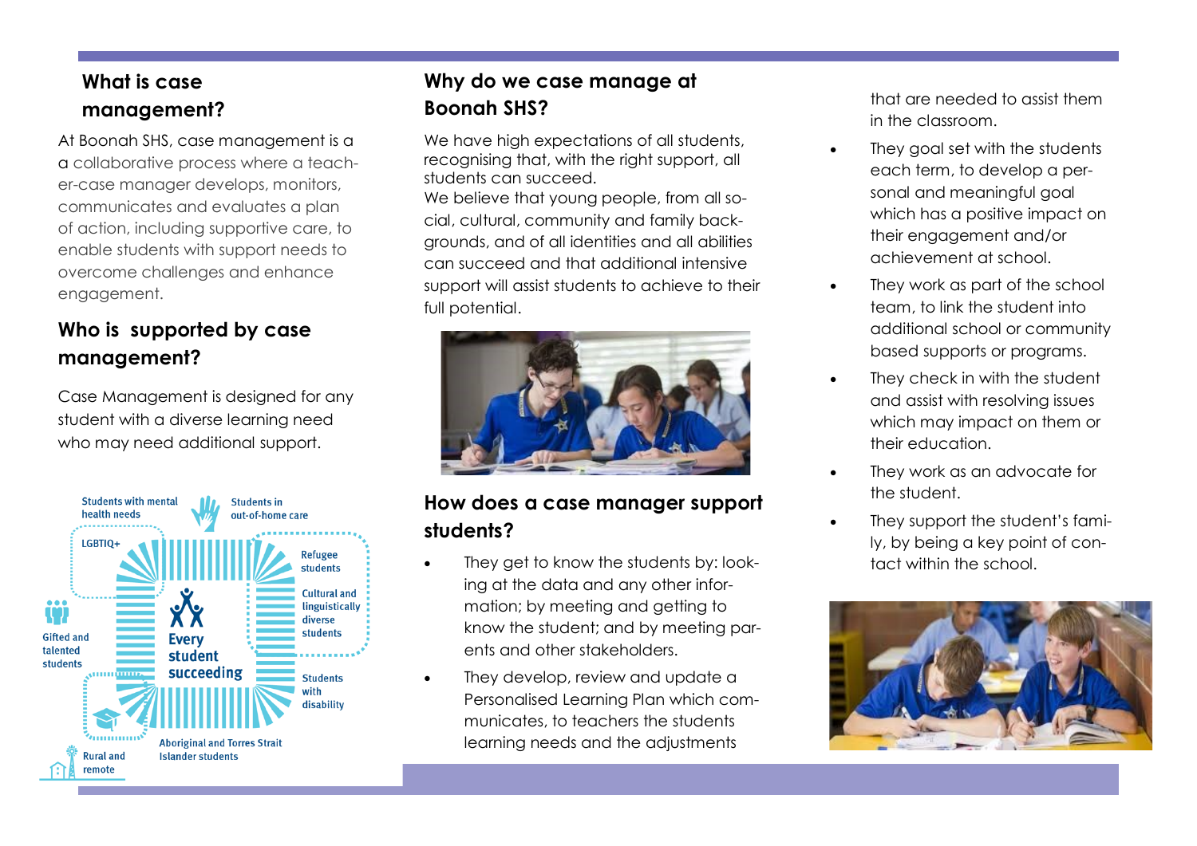## What is case management?

At Boonah SHS, case management is a a collaborative process where a teacher-case manager develops, monitors, communicates and evaluates a plan of action, including supportive care, to enable students with support needs to overcome challenges and enhance engagement.

## Who is supported by case management?

Case Management is designed for any student with a diverse learning need who may need additional support.

Students with mental health needs

Students in out-of-home care

LGBTIQ+

Refugee students

Cultural and linguistically diverse students

Gifted and talented students

Every student succeeding

Students with disability

Rural and remote

Aboriginal and Torres Strait Islander students

## Why do we case manage at Boonah SHS?

We have high expectations of all students, recognising that, with the right support, all students can succeed.

We believe that young people, from all social, cultural, community and family backgrounds, and of all identities and all abilities can succeed and that additional intensive support will assist students to achieve to their full potential.

## How does a case manager support students?

- They get to know the students by: looking at the data and any other information; by meeting and getting to know the student; and by meeting parents and other stakeholders.
- They develop, review and update a Personalised Learning Plan which communicates, to teachers the students learning needs and the adjustments that are needed to assist them in the classroom.
- They goal set with the students each term, to develop a personal and meaningful goal which has a positive impact on their engagement and/or achievement at school.
- They work as part of the school team, to link the student into additional school or community based supports or programs.
- They check in with the student and assist with resolving issues which may impact on them or their education.
- They work as an advocate for the student.
- They support the student's family, by being a key point of contact within the school.